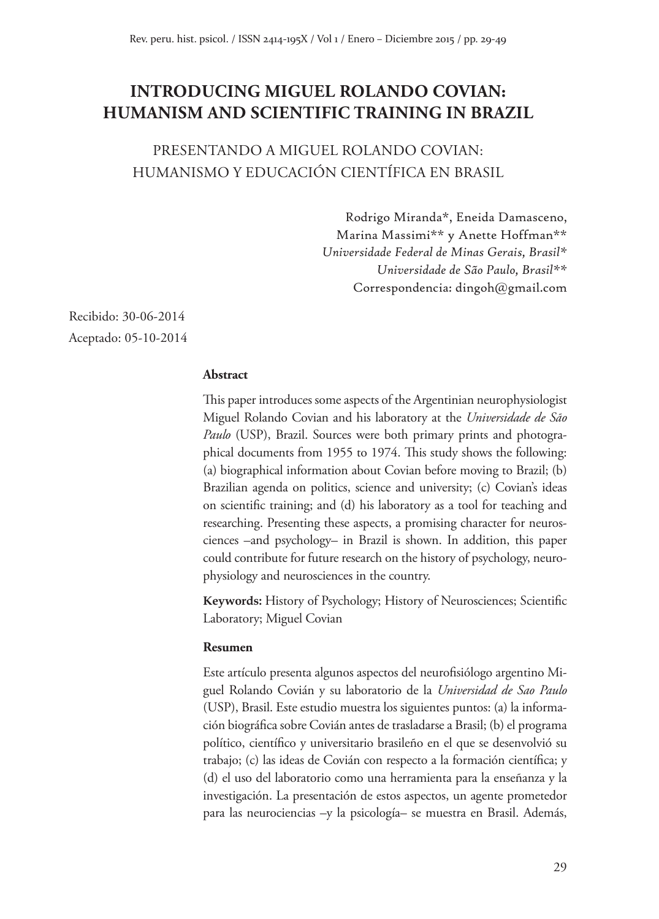# INTRODUCING MIGUEL ROLANDO COVIAN: HUMANISM AND SCIENTIFIC TRAINING IN BRAZIL

## PRESENTANDO A MIGUEL ROLANDO COVIAN: HUMANISMO Y EDUCACIÓN CIENTÍFICA EN BRASIL

Rodrigo Miranda*, Eneida Damasceno,
Marina Massimi** y Anette Hoffman**
*Universidade Federal de Minas Gerais, Brasil**
*Universidade de São Paulo, Brasil***
Correspondencia: dingoh@gmail.com

Recibido: 30-06-2014
Aceptado: 05-10-2014

**Abstract**

This paper introduces some aspects of the Argentinian neurophysiologist Miguel Rolando Covian and his laboratory at the *Universidade de São Paulo* (USP), Brazil. Sources were both primary prints and photographical documents from 1955 to 1974. This study shows the following: (a) biographical information about Covian before moving to Brazil; (b) Brazilian agenda on politics, science and university; (c) Covian's ideas on scientific training; and (d) his laboratory as a tool for teaching and researching. Presenting these aspects, a promising character for neurosciences –and psychology– in Brazil is shown. In addition, this paper could contribute for future research on the history of psychology, neurophysiology and neurosciences in the country.

**Keywords:** History of Psychology; History of Neurosciences; Scientific Laboratory; Miguel Covian

**Resumen**

Este artículo presenta algunos aspectos del neurofisiólogo argentino Miguel Rolando Covián y su laboratorio de la *Universidad de Sao Paulo* (USP), Brasil. Este estudio muestra los siguientes puntos: (a) la información biográfica sobre Covián antes de trasladarse a Brasil; (b) el programa político, científico y universitario brasileño en el que se desenvolvió su trabajo; (c) las ideas de Covián con respecto a la formación científica; y (d) el uso del laboratorio como una herramienta para la enseñanza y la investigación. La presentación de estos aspectos, un agente prometedor para las neurociencias –y la psicología– se muestra en Brasil. Además,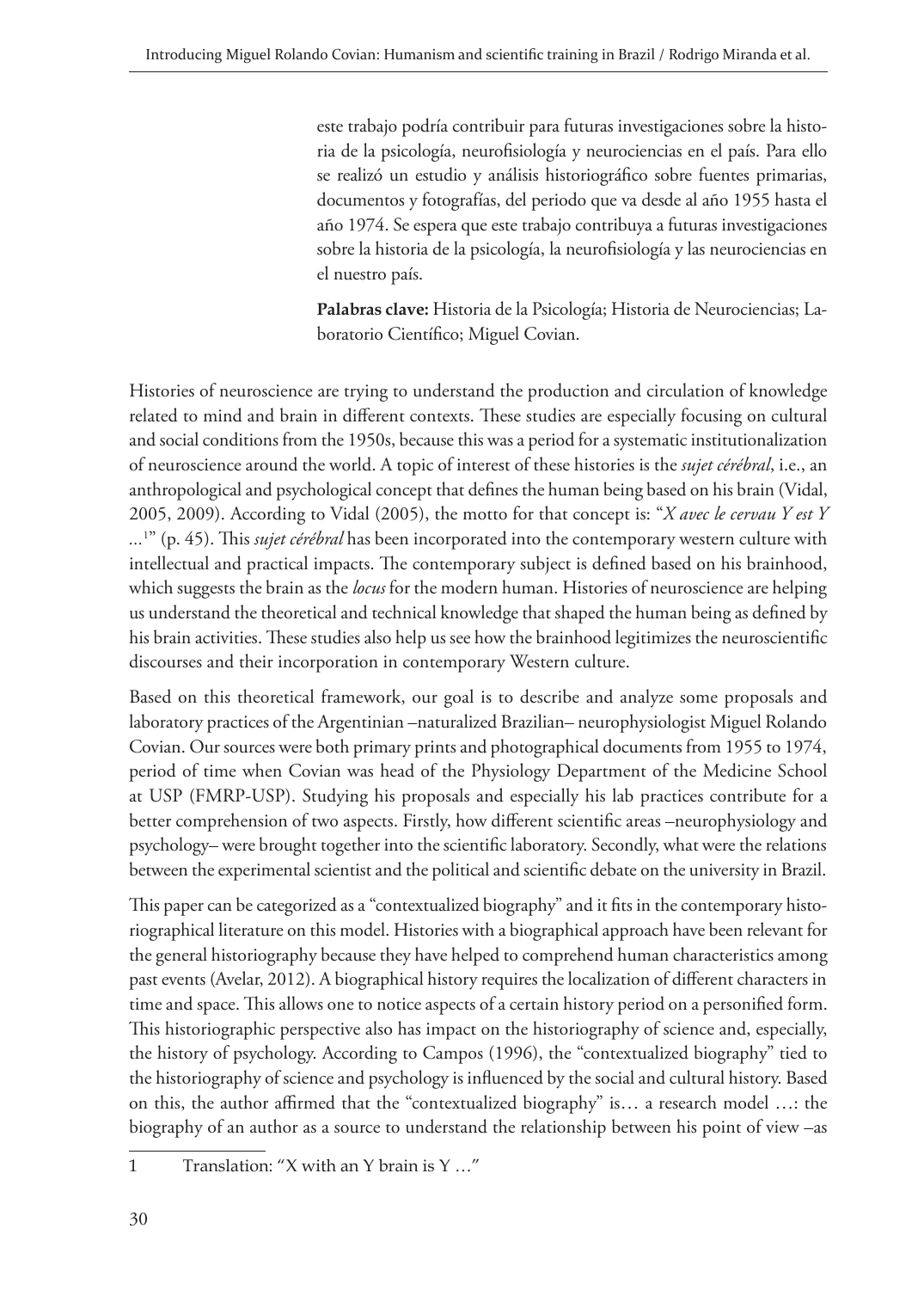este trabajo podría contribuir para futuras investigaciones sobre la historia de la psicología, neurofisiología y neurociencias en el país. Para ello se realizó un estudio y análisis historiográfico sobre fuentes primarias, documentos y fotografías, del periodo que va desde al año 1955 hasta el año 1974. Se espera que este trabajo contribuya a futuras investigaciones sobre la historia de la psicología, la neurofisiología y las neurociencias en el nuestro país.

**Palabras clave:** Historia de la Psicología; Historia de Neurociencias; Laboratorio Científico; Miguel Covian.

Histories of neuroscience are trying to understand the production and circulation of knowledge related to mind and brain in different contexts. These studies are especially focusing on cultural and social conditions from the 1950s, because this was a period for a systematic institutionalization of neuroscience around the world. A topic of interest of these histories is the *sujet cérébral*, i.e., an anthropological and psychological concept that defines the human being based on his brain (Vidal, 2005, 2009). According to Vidal (2005), the motto for that concept is: "*X avec le cervau Y est Y ...*[1]" (p. 45). This *sujet cérébral* has been incorporated into the contemporary western culture with intellectual and practical impacts. The contemporary subject is defined based on his brainhood, which suggests the brain as the *locus* for the modern human. Histories of neuroscience are helping us understand the theoretical and technical knowledge that shaped the human being as defined by his brain activities. These studies also help us see how the brainhood legitimizes the neuroscientific discourses and their incorporation in contemporary Western culture.

Based on this theoretical framework, our goal is to describe and analyze some proposals and laboratory practices of the Argentinian –naturalized Brazilian– neurophysiologist Miguel Rolando Covian. Our sources were both primary prints and photographical documents from 1955 to 1974, period of time when Covian was head of the Physiology Department of the Medicine School at USP (FMRP-USP). Studying his proposals and especially his lab practices contribute for a better comprehension of two aspects. Firstly, how different scientific areas –neurophysiology and psychology– were brought together into the scientific laboratory. Secondly, what were the relations between the experimental scientist and the political and scientific debate on the university in Brazil.

This paper can be categorized as a "contextualized biography" and it fits in the contemporary historiographical literature on this model. Histories with a biographical approach have been relevant for the general historiography because they have helped to comprehend human characteristics among past events (Avelar, 2012). A biographical history requires the localization of different characters in time and space. This allows one to notice aspects of a certain history period on a personified form. This historiographic perspective also has impact on the historiography of science and, especially, the history of psychology. According to Campos (1996), the "contextualized biography" tied to the historiography of science and psychology is influenced by the social and cultural history. Based on this, the author affirmed that the "contextualized biography" is… a research model …: the biography of an author as a source to understand the relationship between his point of view –as

---

1 Translation: "X with an Y brain is Y …"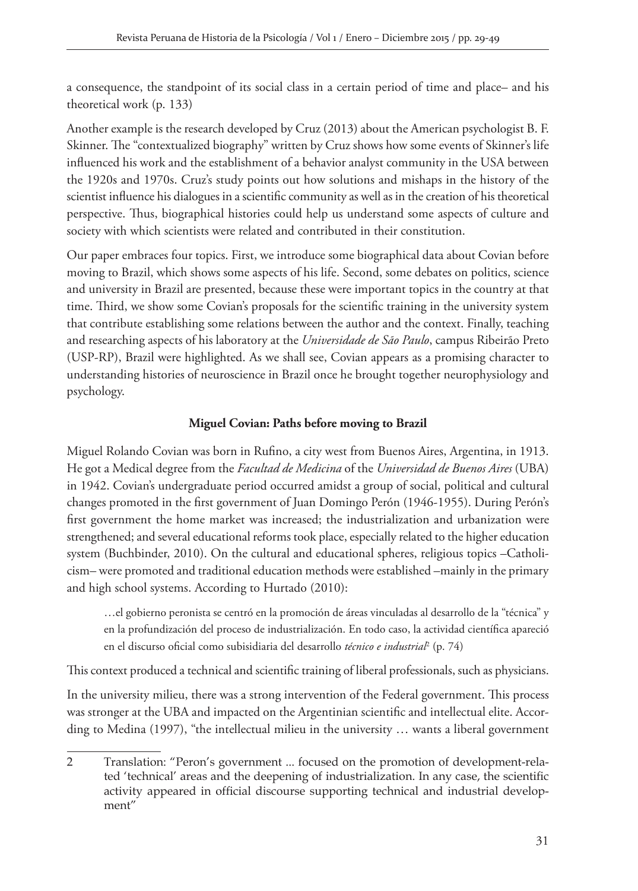a consequence, the standpoint of its social class in a certain period of time and place– and his theoretical work (p. 133)

Another example is the research developed by Cruz (2013) about the American psychologist B. F. Skinner. The "contextualized biography" written by Cruz shows how some events of Skinner's life influenced his work and the establishment of a behavior analyst community in the USA between the 1920s and 1970s. Cruz's study points out how solutions and mishaps in the history of the scientist influence his dialogues in a scientific community as well as in the creation of his theoretical perspective. Thus, biographical histories could help us understand some aspects of culture and society with which scientists were related and contributed in their constitution.

Our paper embraces four topics. First, we introduce some biographical data about Covian before moving to Brazil, which shows some aspects of his life. Second, some debates on politics, science and university in Brazil are presented, because these were important topics in the country at that time. Third, we show some Covian's proposals for the scientific training in the university system that contribute establishing some relations between the author and the context. Finally, teaching and researching aspects of his laboratory at the *Universidade de São Paulo*, campus Ribeirão Preto (USP-RP), Brazil were highlighted. As we shall see, Covian appears as a promising character to understanding histories of neuroscience in Brazil once he brought together neurophysiology and psychology.

### Miguel Covian: Paths before moving to Brazil

Miguel Rolando Covian was born in Rufino, a city west from Buenos Aires, Argentina, in 1913. He got a Medical degree from the *Facultad de Medicina* of the *Universidad de Buenos Aires* (UBA) in 1942. Covian's undergraduate period occurred amidst a group of social, political and cultural changes promoted in the first government of Juan Domingo Perón (1946-1955). During Perón's first government the home market was increased; the industrialization and urbanization were strengthened; and several educational reforms took place, especially related to the higher education system (Buchbinder, 2010). On the cultural and educational spheres, religious topics –Catholicism– were promoted and traditional education methods were established –mainly in the primary and high school systems. According to Hurtado (2010):

> …el gobierno peronista se centró en la promoción de áreas vinculadas al desarrollo de la "técnica" y en la profundización del proceso de industrialización. En todo caso, la actividad científica apareció en el discurso oficial como subisidiaria del desarrollo *técnico e industrial*[2] (p. 74)

This context produced a technical and scientific training of liberal professionals, such as physicians.

In the university milieu, there was a strong intervention of the Federal government. This process was stronger at the UBA and impacted on the Argentinian scientific and intellectual elite. According to Medina (1997), "the intellectual milieu in the university … wants a liberal government

---

2 Translation: "Peron's government ... focused on the promotion of development-related 'technical' areas and the deepening of industrialization. In any case, the scientific activity appeared in official discourse supporting technical and industrial development"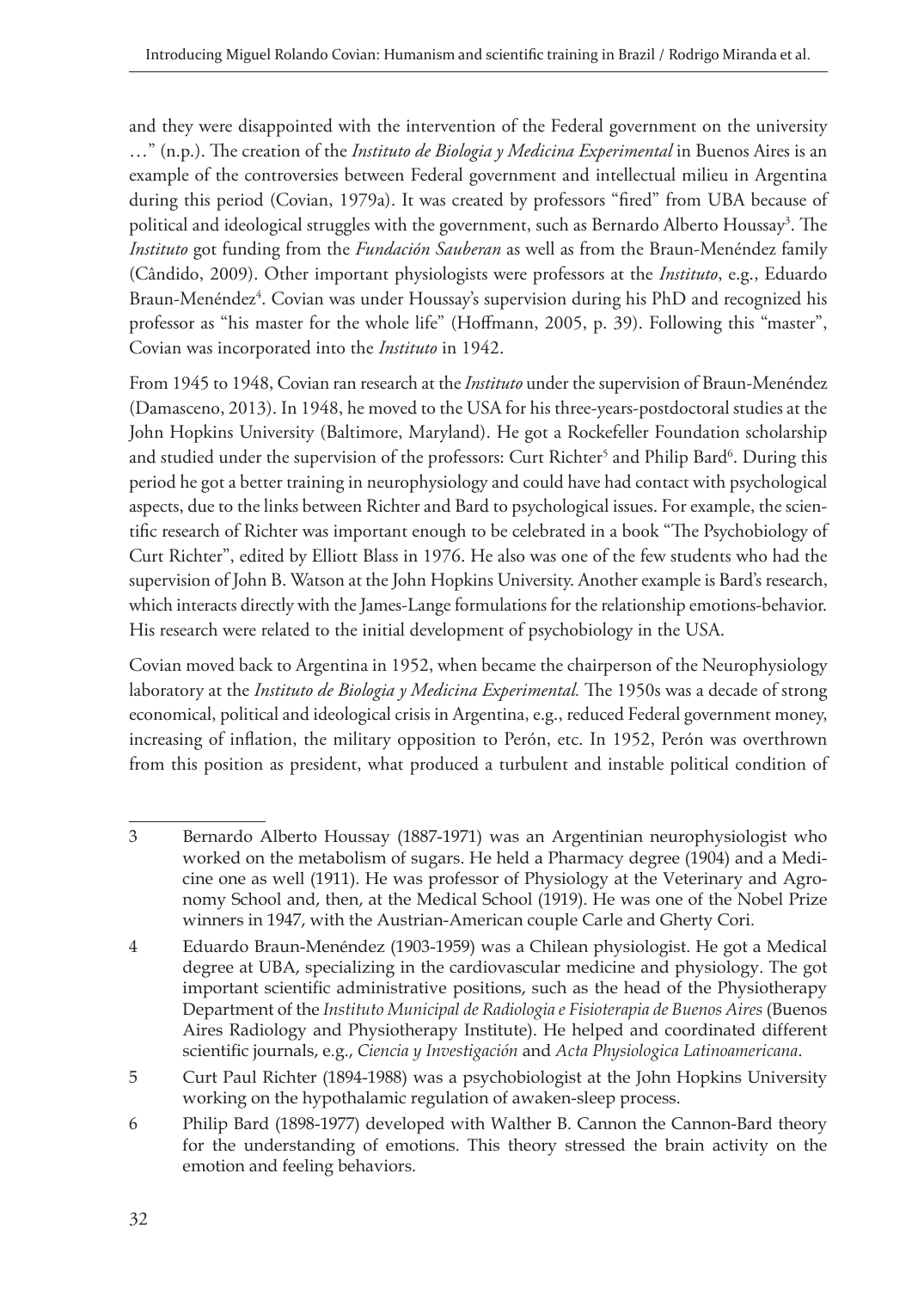and they were disappointed with the intervention of the Federal government on the university …" (n.p.). The creation of the *Instituto de Biologia y Medicina Experimental* in Buenos Aires is an example of the controversies between Federal government and intellectual milieu in Argentina during this period (Covian, 1979a). It was created by professors "fired" from UBA because of political and ideological struggles with the government, such as Bernardo Alberto Houssay[3]. The *Instituto* got funding from the *Fundación Sauberan* as well as from the Braun-Menéndez family (Cândido, 2009). Other important physiologists were professors at the *Instituto*, e.g., Eduardo Braun-Menéndez[4]. Covian was under Houssay's supervision during his PhD and recognized his professor as "his master for the whole life" (Hoffmann, 2005, p. 39). Following this "master", Covian was incorporated into the *Instituto* in 1942.

From 1945 to 1948, Covian ran research at the *Instituto* under the supervision of Braun-Menéndez (Damasceno, 2013). In 1948, he moved to the USA for his three-years-postdoctoral studies at the John Hopkins University (Baltimore, Maryland). He got a Rockefeller Foundation scholarship and studied under the supervision of the professors: Curt Richter[5] and Philip Bard[6]. During this period he got a better training in neurophysiology and could have had contact with psychological aspects, due to the links between Richter and Bard to psychological issues. For example, the scientific research of Richter was important enough to be celebrated in a book "The Psychobiology of Curt Richter", edited by Elliott Blass in 1976. He also was one of the few students who had the supervision of John B. Watson at the John Hopkins University. Another example is Bard's research, which interacts directly with the James-Lange formulations for the relationship emotions-behavior. His research were related to the initial development of psychobiology in the USA.

Covian moved back to Argentina in 1952, when became the chairperson of the Neurophysiology laboratory at the *Instituto de Biologia y Medicina Experimental.* The 1950s was a decade of strong economical, political and ideological crisis in Argentina, e.g., reduced Federal government money, increasing of inflation, the military opposition to Perón, etc. In 1952, Perón was overthrown from this position as president, what produced a turbulent and instable political condition of

---

3 Bernardo Alberto Houssay (1887-1971) was an Argentinian neurophysiologist who worked on the metabolism of sugars. He held a Pharmacy degree (1904) and a Medicine one as well (1911). He was professor of Physiology at the Veterinary and Agronomy School and, then, at the Medical School (1919). He was one of the Nobel Prize winners in 1947, with the Austrian-American couple Carle and Gherty Cori.

4 Eduardo Braun-Menéndez (1903-1959) was a Chilean physiologist. He got a Medical degree at UBA, specializing in the cardiovascular medicine and physiology. The got important scientific administrative positions, such as the head of the Physiotherapy Department of the *Instituto Municipal de Radiologia e Fisioterapia de Buenos Aires* (Buenos Aires Radiology and Physiotherapy Institute). He helped and coordinated different scientific journals, e.g., *Ciencia y Investigación* and *Acta Physiologica Latinoamericana*.

5 Curt Paul Richter (1894-1988) was a psychobiologist at the John Hopkins University working on the hypothalamic regulation of awaken-sleep process.

6 Philip Bard (1898-1977) developed with Walther B. Cannon the Cannon-Bard theory for the understanding of emotions. This theory stressed the brain activity on the emotion and feeling behaviors.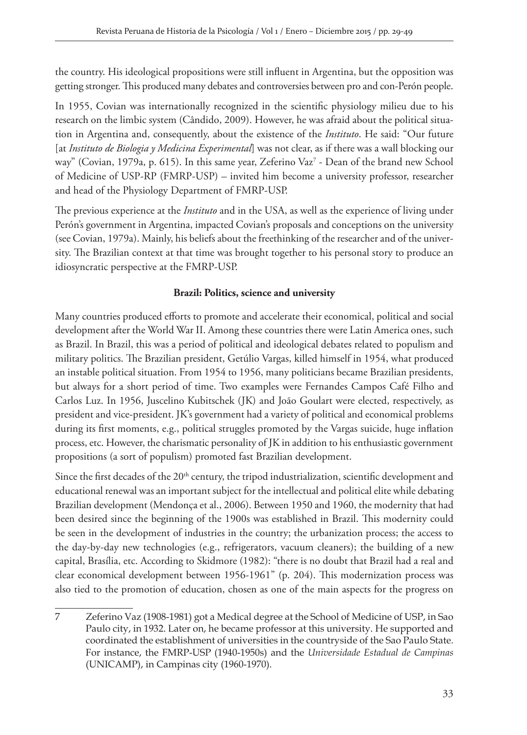the country. His ideological propositions were still influent in Argentina, but the opposition was getting stronger. This produced many debates and controversies between pro and con-Perón people.

In 1955, Covian was internationally recognized in the scientific physiology milieu due to his research on the limbic system (Cândido, 2009). However, he was afraid about the political situation in Argentina and, consequently, about the existence of the *Instituto*. He said: "Our future [at *Instituto de Biologia y Medicina Experimental*] was not clear, as if there was a wall blocking our way" (Covian, 1979a, p. 615). In this same year, Zeferino Vaz[7] - Dean of the brand new School of Medicine of USP-RP (FMRP-USP) – invited him become a university professor, researcher and head of the Physiology Department of FMRP-USP.

The previous experience at the *Instituto* and in the USA, as well as the experience of living under Perón's government in Argentina, impacted Covian's proposals and conceptions on the university (see Covian, 1979a). Mainly, his beliefs about the freethinking of the researcher and of the university. The Brazilian context at that time was brought together to his personal story to produce an idiosyncratic perspective at the FMRP-USP.

**Brazil: Politics, science and university**

Many countries produced efforts to promote and accelerate their economical, political and social development after the World War II. Among these countries there were Latin America ones, such as Brazil. In Brazil, this was a period of political and ideological debates related to populism and military politics. The Brazilian president, Getúlio Vargas, killed himself in 1954, what produced an instable political situation. From 1954 to 1956, many politicians became Brazilian presidents, but always for a short period of time. Two examples were Fernandes Campos Café Filho and Carlos Luz. In 1956, Juscelino Kubitschek (JK) and João Goulart were elected, respectively, as president and vice-president. JK's government had a variety of political and economical problems during its first moments, e.g., political struggles promoted by the Vargas suicide, huge inflation process, etc. However, the charismatic personality of JK in addition to his enthusiastic government propositions (a sort of populism) promoted fast Brazilian development.

Since the first decades of the 20th century, the tripod industrialization, scientific development and educational renewal was an important subject for the intellectual and political elite while debating Brazilian development (Mendonça et al., 2006). Between 1950 and 1960, the modernity that had been desired since the beginning of the 1900s was established in Brazil. This modernity could be seen in the development of industries in the country; the urbanization process; the access to the day-by-day new technologies (e.g., refrigerators, vacuum cleaners); the building of a new capital, Brasília, etc. According to Skidmore (1982): "there is no doubt that Brazil had a real and clear economical development between 1956-1961" (p. 204). This modernization process was also tied to the promotion of education, chosen as one of the main aspects for the progress on

7 Zeferino Vaz (1908-1981) got a Medical degree at the School of Medicine of USP, in Sao Paulo city, in 1932. Later on, he became professor at this university. He supported and coordinated the establishment of universities in the countryside of the Sao Paulo State. For instance, the FMRP-USP (1940-1950s) and the *Universidade Estadual de Campinas* (UNICAMP), in Campinas city (1960-1970).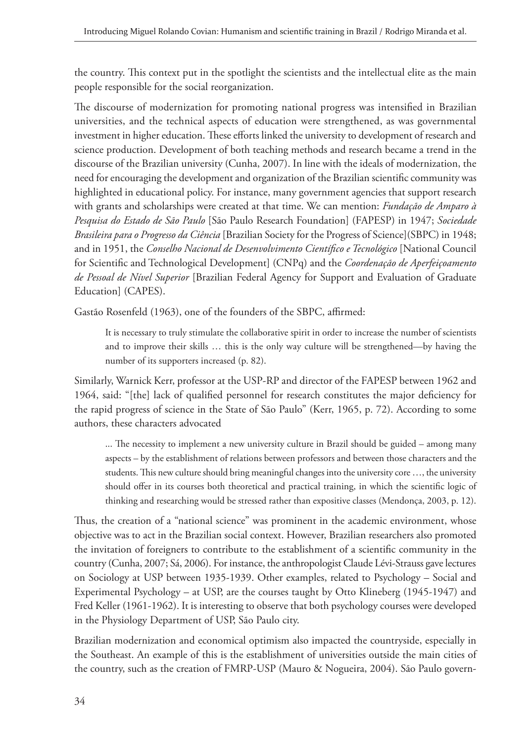the country. This context put in the spotlight the scientists and the intellectual elite as the main people responsible for the social reorganization.

The discourse of modernization for promoting national progress was intensified in Brazilian universities, and the technical aspects of education were strengthened, as was governmental investment in higher education. These efforts linked the university to development of research and science production. Development of both teaching methods and research became a trend in the discourse of the Brazilian university (Cunha, 2007). In line with the ideals of modernization, the need for encouraging the development and organization of the Brazilian scientific community was highlighted in educational policy. For instance, many government agencies that support research with grants and scholarships were created at that time. We can mention: *Fundação de Amparo à Pesquisa do Estado de São Paulo* [São Paulo Research Foundation] (FAPESP) in 1947; *Sociedade Brasileira para o Progresso da Ciência* [Brazilian Society for the Progress of Science](SBPC) in 1948; and in 1951, the *Conselho Nacional de Desenvolvimento Científico e Tecnológico* [National Council for Scientific and Technological Development] (CNPq) and the *Coordenação de Aperfeiçoamento de Pessoal de Nível Superior* [Brazilian Federal Agency for Support and Evaluation of Graduate Education] (CAPES).

Gastão Rosenfeld (1963), one of the founders of the SBPC, affirmed:

> It is necessary to truly stimulate the collaborative spirit in order to increase the number of scientists and to improve their skills … this is the only way culture will be strengthened—by having the number of its supporters increased (p. 82).

Similarly, Warnick Kerr, professor at the USP-RP and director of the FAPESP between 1962 and 1964, said: "[the] lack of qualified personnel for research constitutes the major deficiency for the rapid progress of science in the State of São Paulo" (Kerr, 1965, p. 72). According to some authors, these characters advocated

> ... The necessity to implement a new university culture in Brazil should be guided – among many aspects – by the establishment of relations between professors and between those characters and the students. This new culture should bring meaningful changes into the university core …, the university should offer in its courses both theoretical and practical training, in which the scientific logic of thinking and researching would be stressed rather than expositive classes (Mendonça, 2003, p. 12).

Thus, the creation of a "national science" was prominent in the academic environment, whose objective was to act in the Brazilian social context. However, Brazilian researchers also promoted the invitation of foreigners to contribute to the establishment of a scientific community in the country (Cunha, 2007; Sá, 2006). For instance, the anthropologist Claude Lévi-Strauss gave lectures on Sociology at USP between 1935-1939. Other examples, related to Psychology – Social and Experimental Psychology – at USP, are the courses taught by Otto Klineberg (1945-1947) and Fred Keller (1961-1962). It is interesting to observe that both psychology courses were developed in the Physiology Department of USP, São Paulo city.

Brazilian modernization and economical optimism also impacted the countryside, especially in the Southeast. An example of this is the establishment of universities outside the main cities of the country, such as the creation of FMRP-USP (Mauro & Nogueira, 2004). São Paulo govern-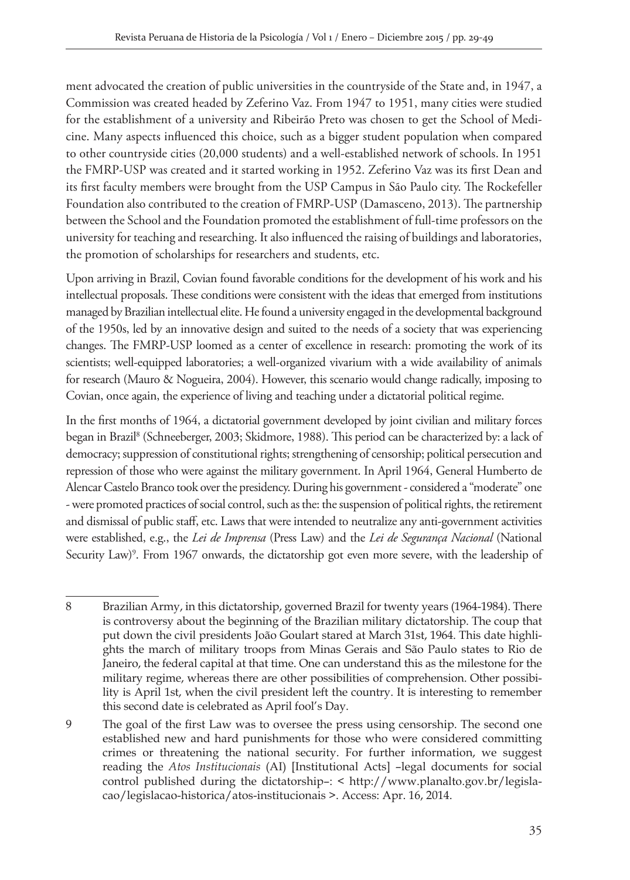ment advocated the creation of public universities in the countryside of the State and, in 1947, a Commission was created headed by Zeferino Vaz. From 1947 to 1951, many cities were studied for the establishment of a university and Ribeirão Preto was chosen to get the School of Medicine. Many aspects influenced this choice, such as a bigger student population when compared to other countryside cities (20,000 students) and a well-established network of schools. In 1951 the FMRP-USP was created and it started working in 1952. Zeferino Vaz was its first Dean and its first faculty members were brought from the USP Campus in São Paulo city. The Rockefeller Foundation also contributed to the creation of FMRP-USP (Damasceno, 2013). The partnership between the School and the Foundation promoted the establishment of full-time professors on the university for teaching and researching. It also influenced the raising of buildings and laboratories, the promotion of scholarships for researchers and students, etc.

Upon arriving in Brazil, Covian found favorable conditions for the development of his work and his intellectual proposals. These conditions were consistent with the ideas that emerged from institutions managed by Brazilian intellectual elite. He found a university engaged in the developmental background of the 1950s, led by an innovative design and suited to the needs of a society that was experiencing changes. The FMRP-USP loomed as a center of excellence in research: promoting the work of its scientists; well-equipped laboratories; a well-organized vivarium with a wide availability of animals for research (Mauro & Nogueira, 2004). However, this scenario would change radically, imposing to Covian, once again, the experience of living and teaching under a dictatorial political regime.

In the first months of 1964, a dictatorial government developed by joint civilian and military forces began in Brazil[8] (Schneeberger, 2003; Skidmore, 1988). This period can be characterized by: a lack of democracy; suppression of constitutional rights; strengthening of censorship; political persecution and repression of those who were against the military government. In April 1964, General Humberto de Alencar Castelo Branco took over the presidency. During his government - considered a "moderate" one - were promoted practices of social control, such as the: the suspension of political rights, the retirement and dismissal of public staff, etc. Laws that were intended to neutralize any anti-government activities were established, e.g., the *Lei de Imprensa* (Press Law) and the *Lei de Segurança Nacional* (National Security Law)[9]. From 1967 onwards, the dictatorship got even more severe, with the leadership of

---

8 Brazilian Army, in this dictatorship, governed Brazil for twenty years (1964-1984). There is controversy about the beginning of the Brazilian military dictatorship. The coup that put down the civil presidents João Goulart stared at March 31st, 1964. This date highlights the march of military troops from Minas Gerais and São Paulo states to Rio de Janeiro, the federal capital at that time. One can understand this as the milestone for the military regime, whereas there are other possibilities of comprehension. Other possibility is April 1st, when the civil president left the country. It is interesting to remember this second date is celebrated as April fool's Day.

9 The goal of the first Law was to oversee the press using censorship. The second one established new and hard punishments for those who were considered committing crimes or threatening the national security. For further information, we suggest reading the *Atos Institucionais* (AI) [Institutional Acts] –legal documents for social control published during the dictatorship–: < http://www.planalto.gov.br/legislacao/legislacao-historica/atos-institucionais >. Access: Apr. 16, 2014.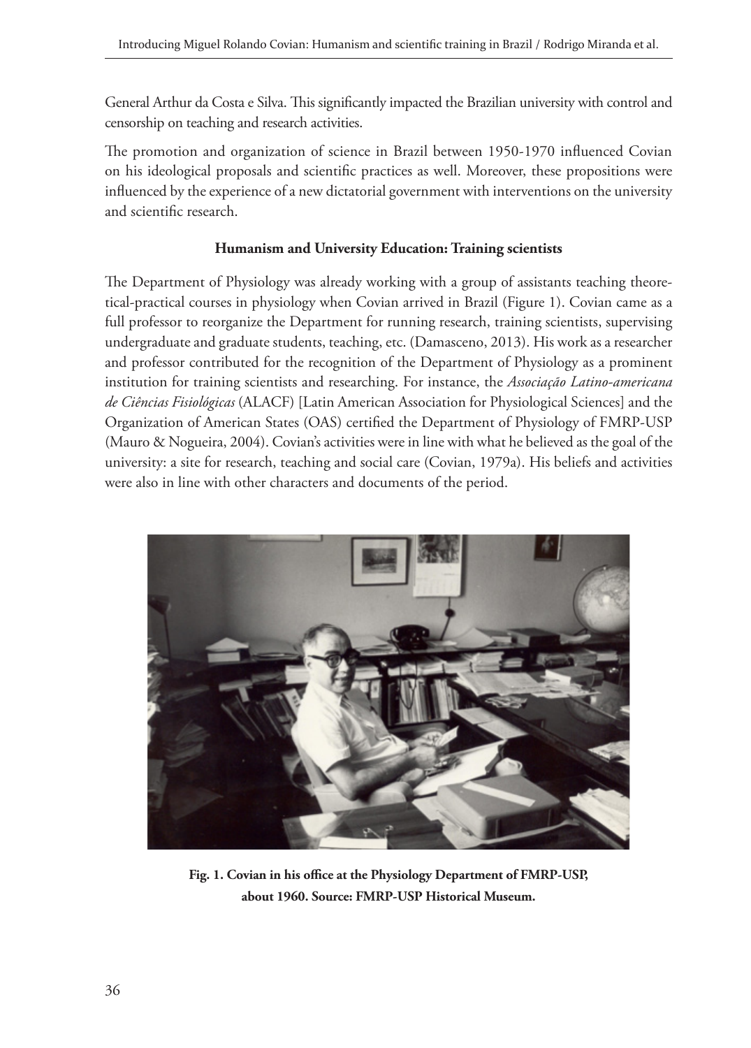General Arthur da Costa e Silva. This significantly impacted the Brazilian university with control and censorship on teaching and research activities.

The promotion and organization of science in Brazil between 1950-1970 influenced Covian on his ideological proposals and scientific practices as well. Moreover, these propositions were influenced by the experience of a new dictatorial government with interventions on the university and scientific research.

### Humanism and University Education: Training scientists

The Department of Physiology was already working with a group of assistants teaching theoretical-practical courses in physiology when Covian arrived in Brazil (Figure 1). Covian came as a full professor to reorganize the Department for running research, training scientists, supervising undergraduate and graduate students, teaching, etc. (Damasceno, 2013). His work as a researcher and professor contributed for the recognition of the Department of Physiology as a prominent institution for training scientists and researching. For instance, the *Associação Latino-americana de Ciências Fisiológicas* (ALACF) [Latin American Association for Physiological Sciences] and the Organization of American States (OAS) certified the Department of Physiology of FMRP-USP (Mauro & Nogueira, 2004). Covian's activities were in line with what he believed as the goal of the university: a site for research, teaching and social care (Covian, 1979a). His beliefs and activities were also in line with other characters and documents of the period.

**Fig. 1. Covian in his office at the Physiology Department of FMRP-USP, about 1960. Source: FMRP-USP Historical Museum.**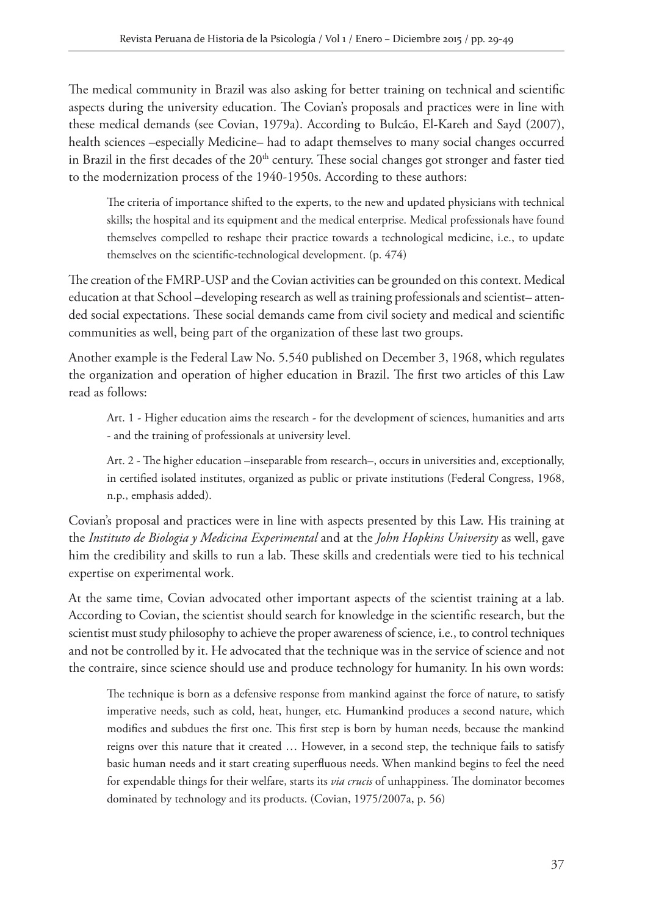The medical community in Brazil was also asking for better training on technical and scientific aspects during the university education. The Covian's proposals and practices were in line with these medical demands (see Covian, 1979a). According to Bulcão, El-Kareh and Sayd (2007), health sciences –especially Medicine– had to adapt themselves to many social changes occurred in Brazil in the first decades of the 20th century. These social changes got stronger and faster tied to the modernization process of the 1940-1950s. According to these authors:

> The criteria of importance shifted to the experts, to the new and updated physicians with technical skills; the hospital and its equipment and the medical enterprise. Medical professionals have found themselves compelled to reshape their practice towards a technological medicine, i.e., to update themselves on the scientific-technological development. (p. 474)

The creation of the FMRP-USP and the Covian activities can be grounded on this context. Medical education at that School –developing research as well as training professionals and scientist– attended social expectations. These social demands came from civil society and medical and scientific communities as well, being part of the organization of these last two groups.

Another example is the Federal Law No. 5.540 published on December 3, 1968, which regulates the organization and operation of higher education in Brazil. The first two articles of this Law read as follows:

> Art. 1 - Higher education aims the research - for the development of sciences, humanities and arts - and the training of professionals at university level.
>
> Art. 2 - The higher education –inseparable from research–, occurs in universities and, exceptionally, in certified isolated institutes, organized as public or private institutions (Federal Congress, 1968, n.p., emphasis added).

Covian's proposal and practices were in line with aspects presented by this Law. His training at the *Instituto de Biologia y Medicina Experimental* and at the *John Hopkins University* as well, gave him the credibility and skills to run a lab. These skills and credentials were tied to his technical expertise on experimental work.

At the same time, Covian advocated other important aspects of the scientist training at a lab. According to Covian, the scientist should search for knowledge in the scientific research, but the scientist must study philosophy to achieve the proper awareness of science, i.e., to control techniques and not be controlled by it. He advocated that the technique was in the service of science and not the contraire, since science should use and produce technology for humanity. In his own words:

> The technique is born as a defensive response from mankind against the force of nature, to satisfy imperative needs, such as cold, heat, hunger, etc. Humankind produces a second nature, which modifies and subdues the first one. This first step is born by human needs, because the mankind reigns over this nature that it created … However, in a second step, the technique fails to satisfy basic human needs and it start creating superfluous needs. When mankind begins to feel the need for expendable things for their welfare, starts its *via crucis* of unhappiness. The dominator becomes dominated by technology and its products. (Covian, 1975/2007a, p. 56)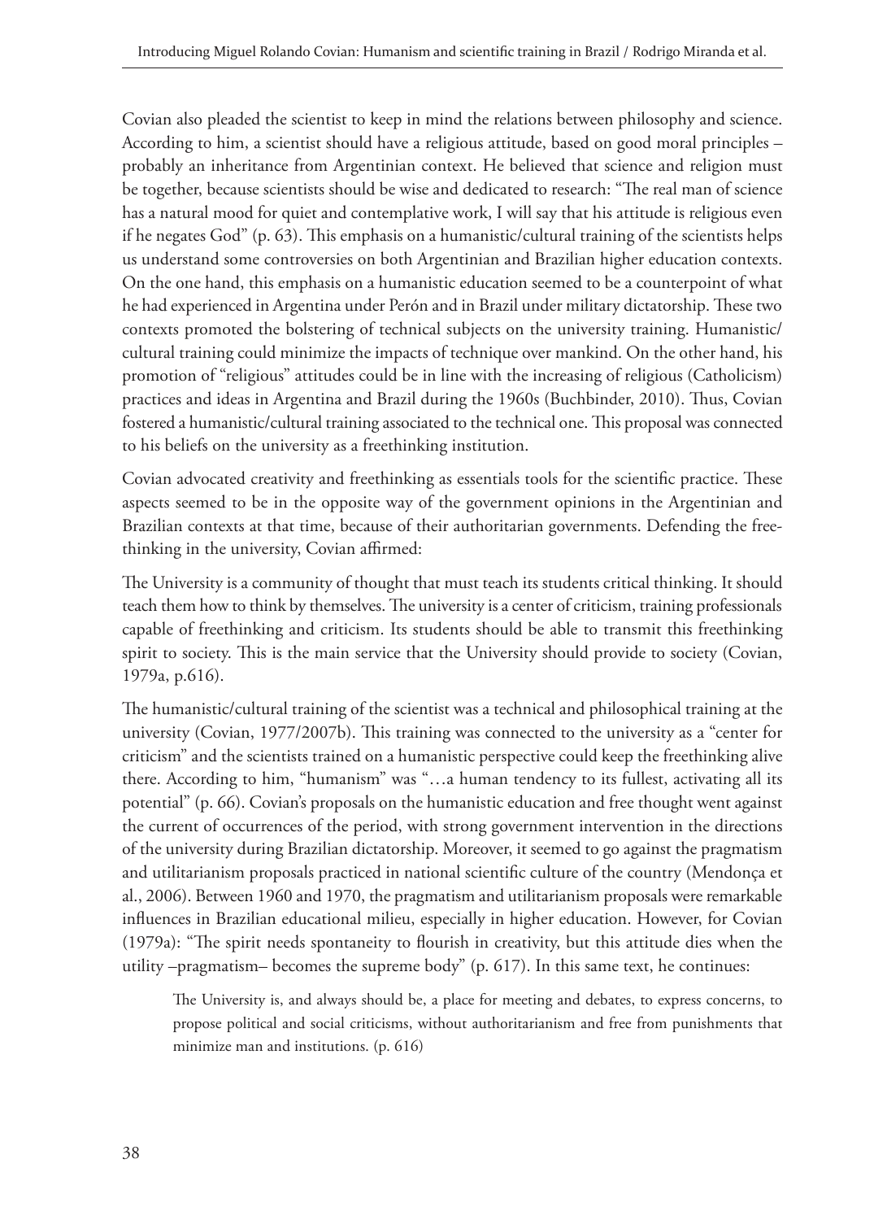Covian also pleaded the scientist to keep in mind the relations between philosophy and science. According to him, a scientist should have a religious attitude, based on good moral principles – probably an inheritance from Argentinian context. He believed that science and religion must be together, because scientists should be wise and dedicated to research: "The real man of science has a natural mood for quiet and contemplative work, I will say that his attitude is religious even if he negates God" (p. 63). This emphasis on a humanistic/cultural training of the scientists helps us understand some controversies on both Argentinian and Brazilian higher education contexts. On the one hand, this emphasis on a humanistic education seemed to be a counterpoint of what he had experienced in Argentina under Perón and in Brazil under military dictatorship. These two contexts promoted the bolstering of technical subjects on the university training. Humanistic/cultural training could minimize the impacts of technique over mankind. On the other hand, his promotion of "religious" attitudes could be in line with the increasing of religious (Catholicism) practices and ideas in Argentina and Brazil during the 1960s (Buchbinder, 2010). Thus, Covian fostered a humanistic/cultural training associated to the technical one. This proposal was connected to his beliefs on the university as a freethinking institution.

Covian advocated creativity and freethinking as essentials tools for the scientific practice. These aspects seemed to be in the opposite way of the government opinions in the Argentinian and Brazilian contexts at that time, because of their authoritarian governments. Defending the freethinking in the university, Covian affirmed:

The University is a community of thought that must teach its students critical thinking. It should teach them how to think by themselves. The university is a center of criticism, training professionals capable of freethinking and criticism. Its students should be able to transmit this freethinking spirit to society. This is the main service that the University should provide to society (Covian, 1979a, p.616).

The humanistic/cultural training of the scientist was a technical and philosophical training at the university (Covian, 1977/2007b). This training was connected to the university as a "center for criticism" and the scientists trained on a humanistic perspective could keep the freethinking alive there. According to him, "humanism" was "…a human tendency to its fullest, activating all its potential" (p. 66). Covian's proposals on the humanistic education and free thought went against the current of occurrences of the period, with strong government intervention in the directions of the university during Brazilian dictatorship. Moreover, it seemed to go against the pragmatism and utilitarianism proposals practiced in national scientific culture of the country (Mendonça et al., 2006). Between 1960 and 1970, the pragmatism and utilitarianism proposals were remarkable influences in Brazilian educational milieu, especially in higher education. However, for Covian (1979a): "The spirit needs spontaneity to flourish in creativity, but this attitude dies when the utility –pragmatism– becomes the supreme body" (p. 617). In this same text, he continues:

> The University is, and always should be, a place for meeting and debates, to express concerns, to propose political and social criticisms, without authoritarianism and free from punishments that minimize man and institutions. (p. 616)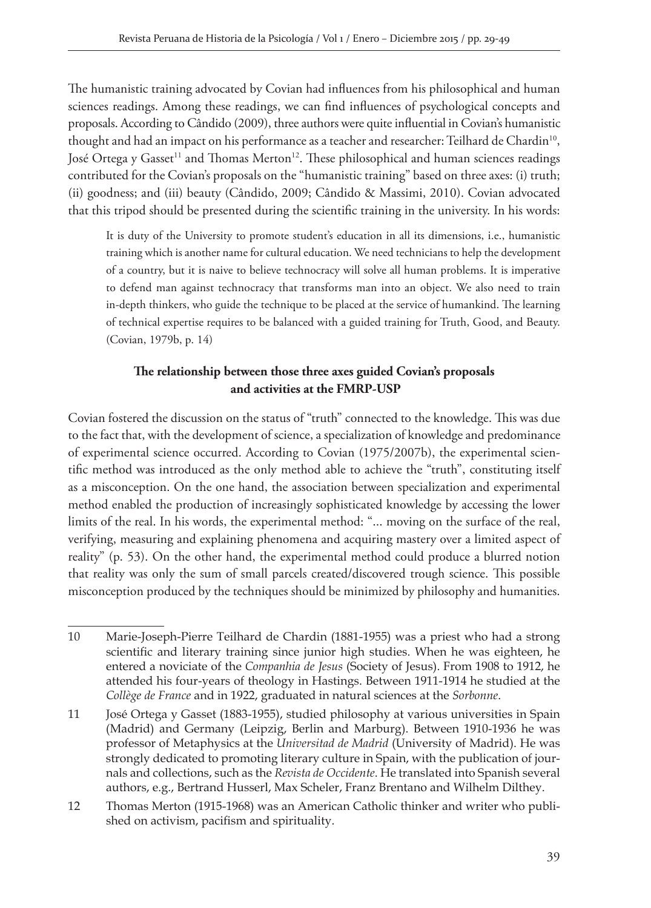The humanistic training advocated by Covian had influences from his philosophical and human sciences readings. Among these readings, we can find influences of psychological concepts and proposals. According to Cândido (2009), three authors were quite influential in Covian's humanistic thought and had an impact on his performance as a teacher and researcher: Teilhard de Chardin[10], José Ortega y Gasset[11] and Thomas Merton[12]. These philosophical and human sciences readings contributed for the Covian's proposals on the "humanistic training" based on three axes: (i) truth; (ii) goodness; and (iii) beauty (Cândido, 2009; Cândido & Massimi, 2010). Covian advocated that this tripod should be presented during the scientific training in the university. In his words:

> It is duty of the University to promote student's education in all its dimensions, i.e., humanistic training which is another name for cultural education. We need technicians to help the development of a country, but it is naive to believe technocracy will solve all human problems. It is imperative to defend man against technocracy that transforms man into an object. We also need to train in-depth thinkers, who guide the technique to be placed at the service of humankind. The learning of technical expertise requires to be balanced with a guided training for Truth, Good, and Beauty. (Covian, 1979b, p. 14)

### The relationship between those three axes guided Covian's proposals and activities at the FMRP-USP

Covian fostered the discussion on the status of "truth" connected to the knowledge. This was due to the fact that, with the development of science, a specialization of knowledge and predominance of experimental science occurred. According to Covian (1975/2007b), the experimental scientific method was introduced as the only method able to achieve the "truth", constituting itself as a misconception. On the one hand, the association between specialization and experimental method enabled the production of increasingly sophisticated knowledge by accessing the lower limits of the real. In his words, the experimental method: "... moving on the surface of the real, verifying, measuring and explaining phenomena and acquiring mastery over a limited aspect of reality" (p. 53). On the other hand, the experimental method could produce a blurred notion that reality was only the sum of small parcels created/discovered trough science. This possible misconception produced by the techniques should be minimized by philosophy and humanities.

---

10 Marie-Joseph-Pierre Teilhard de Chardin (1881-1955) was a priest who had a strong scientific and literary training since junior high studies. When he was eighteen, he entered a noviciate of the *Companhia de Jesus* (Society of Jesus). From 1908 to 1912, he attended his four-years of theology in Hastings. Between 1911-1914 he studied at the *Collège de France* and in 1922, graduated in natural sciences at the *Sorbonne*.

11 José Ortega y Gasset (1883-1955), studied philosophy at various universities in Spain (Madrid) and Germany (Leipzig, Berlin and Marburg). Between 1910-1936 he was professor of Metaphysics at the *Universitad de Madrid* (University of Madrid). He was strongly dedicated to promoting literary culture in Spain, with the publication of journals and collections, such as the *Revista de Occidente*. He translated into Spanish several authors, e.g., Bertrand Husserl, Max Scheler, Franz Brentano and Wilhelm Dilthey.

12 Thomas Merton (1915-1968) was an American Catholic thinker and writer who published on activism, pacifism and spirituality.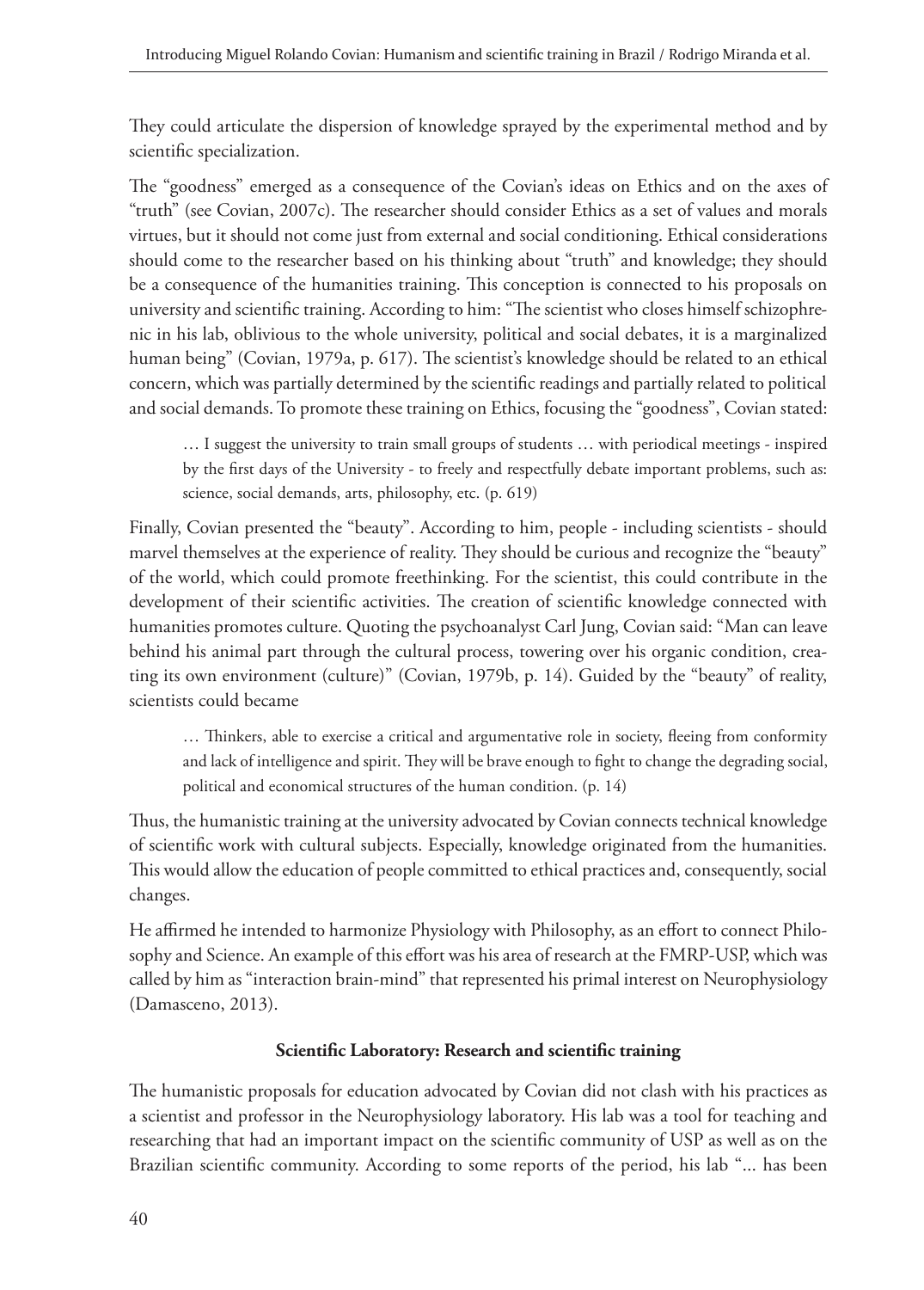They could articulate the dispersion of knowledge sprayed by the experimental method and by scientific specialization.

The "goodness" emerged as a consequence of the Covian's ideas on Ethics and on the axes of "truth" (see Covian, 2007c). The researcher should consider Ethics as a set of values and morals virtues, but it should not come just from external and social conditioning. Ethical considerations should come to the researcher based on his thinking about "truth" and knowledge; they should be a consequence of the humanities training. This conception is connected to his proposals on university and scientific training. According to him: "The scientist who closes himself schizophrenic in his lab, oblivious to the whole university, political and social debates, it is a marginalized human being" (Covian, 1979a, p. 617). The scientist's knowledge should be related to an ethical concern, which was partially determined by the scientific readings and partially related to political and social demands. To promote these training on Ethics, focusing the "goodness", Covian stated:

> … I suggest the university to train small groups of students … with periodical meetings - inspired by the first days of the University - to freely and respectfully debate important problems, such as: science, social demands, arts, philosophy, etc. (p. 619)

Finally, Covian presented the "beauty". According to him, people - including scientists - should marvel themselves at the experience of reality. They should be curious and recognize the "beauty" of the world, which could promote freethinking. For the scientist, this could contribute in the development of their scientific activities. The creation of scientific knowledge connected with humanities promotes culture. Quoting the psychoanalyst Carl Jung, Covian said: "Man can leave behind his animal part through the cultural process, towering over his organic condition, creating its own environment (culture)" (Covian, 1979b, p. 14). Guided by the "beauty" of reality, scientists could became

> … Thinkers, able to exercise a critical and argumentative role in society, fleeing from conformity and lack of intelligence and spirit. They will be brave enough to fight to change the degrading social, political and economical structures of the human condition. (p. 14)

Thus, the humanistic training at the university advocated by Covian connects technical knowledge of scientific work with cultural subjects. Especially, knowledge originated from the humanities. This would allow the education of people committed to ethical practices and, consequently, social changes.

He affirmed he intended to harmonize Physiology with Philosophy, as an effort to connect Philosophy and Science. An example of this effort was his area of research at the FMRP-USP, which was called by him as "interaction brain-mind" that represented his primal interest on Neurophysiology (Damasceno, 2013).

## Scientific Laboratory: Research and scientific training

The humanistic proposals for education advocated by Covian did not clash with his practices as a scientist and professor in the Neurophysiology laboratory. His lab was a tool for teaching and researching that had an important impact on the scientific community of USP as well as on the Brazilian scientific community. According to some reports of the period, his lab "... has been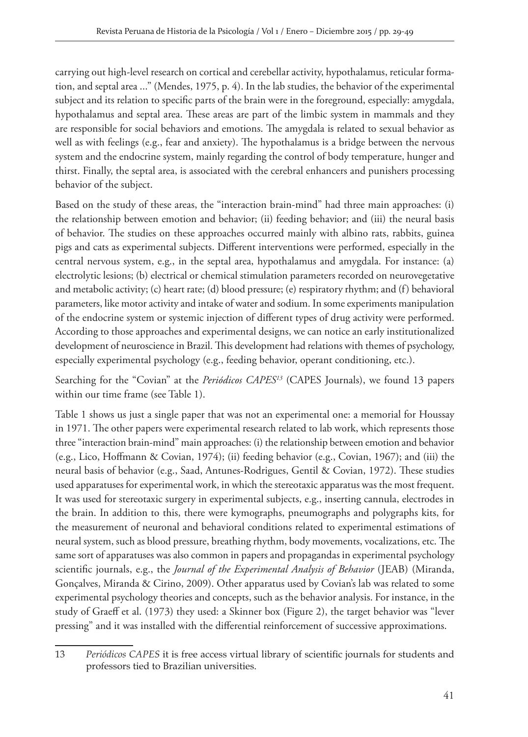carrying out high-level research on cortical and cerebellar activity, hypothalamus, reticular formation, and septal area ..." (Mendes, 1975, p. 4). In the lab studies, the behavior of the experimental subject and its relation to specific parts of the brain were in the foreground, especially: amygdala, hypothalamus and septal area. These areas are part of the limbic system in mammals and they are responsible for social behaviors and emotions. The amygdala is related to sexual behavior as well as with feelings (e.g., fear and anxiety). The hypothalamus is a bridge between the nervous system and the endocrine system, mainly regarding the control of body temperature, hunger and thirst. Finally, the septal area, is associated with the cerebral enhancers and punishers processing behavior of the subject.

Based on the study of these areas, the "interaction brain-mind" had three main approaches: (i) the relationship between emotion and behavior; (ii) feeding behavior; and (iii) the neural basis of behavior. The studies on these approaches occurred mainly with albino rats, rabbits, guinea pigs and cats as experimental subjects. Different interventions were performed, especially in the central nervous system, e.g., in the septal area, hypothalamus and amygdala. For instance: (a) electrolytic lesions; (b) electrical or chemical stimulation parameters recorded on neurovegetative and metabolic activity; (c) heart rate; (d) blood pressure; (e) respiratory rhythm; and (f) behavioral parameters, like motor activity and intake of water and sodium. In some experiments manipulation of the endocrine system or systemic injection of different types of drug activity were performed. According to those approaches and experimental designs, we can notice an early institutionalized development of neuroscience in Brazil. This development had relations with themes of psychology, especially experimental psychology (e.g., feeding behavior, operant conditioning, etc.).

Searching for the "Covian" at the *Periódicos CAPES*[13] (CAPES Journals), we found 13 papers within our time frame (see Table 1).

Table 1 shows us just a single paper that was not an experimental one: a memorial for Houssay in 1971. The other papers were experimental research related to lab work, which represents those three "interaction brain-mind" main approaches: (i) the relationship between emotion and behavior (e.g., Lico, Hoffmann & Covian, 1974); (ii) feeding behavior (e.g., Covian, 1967); and (iii) the neural basis of behavior (e.g., Saad, Antunes-Rodrigues, Gentil & Covian, 1972). These studies used apparatuses for experimental work, in which the stereotaxic apparatus was the most frequent. It was used for stereotaxic surgery in experimental subjects, e.g., inserting cannula, electrodes in the brain. In addition to this, there were kymographs, pneumographs and polygraphs kits, for the measurement of neuronal and behavioral conditions related to experimental estimations of neural system, such as blood pressure, breathing rhythm, body movements, vocalizations, etc. The same sort of apparatuses was also common in papers and propagandas in experimental psychology scientific journals, e.g., the *Journal of the Experimental Analysis of Behavior* (JEAB) (Miranda, Gonçalves, Miranda & Cirino, 2009). Other apparatus used by Covian's lab was related to some experimental psychology theories and concepts, such as the behavior analysis. For instance, in the study of Graeff et al. (1973) they used: a Skinner box (Figure 2), the target behavior was "lever pressing" and it was installed with the differential reinforcement of successive approximations.

---

13 *Periódicos CAPES* it is free access virtual library of scientific journals for students and professors tied to Brazilian universities.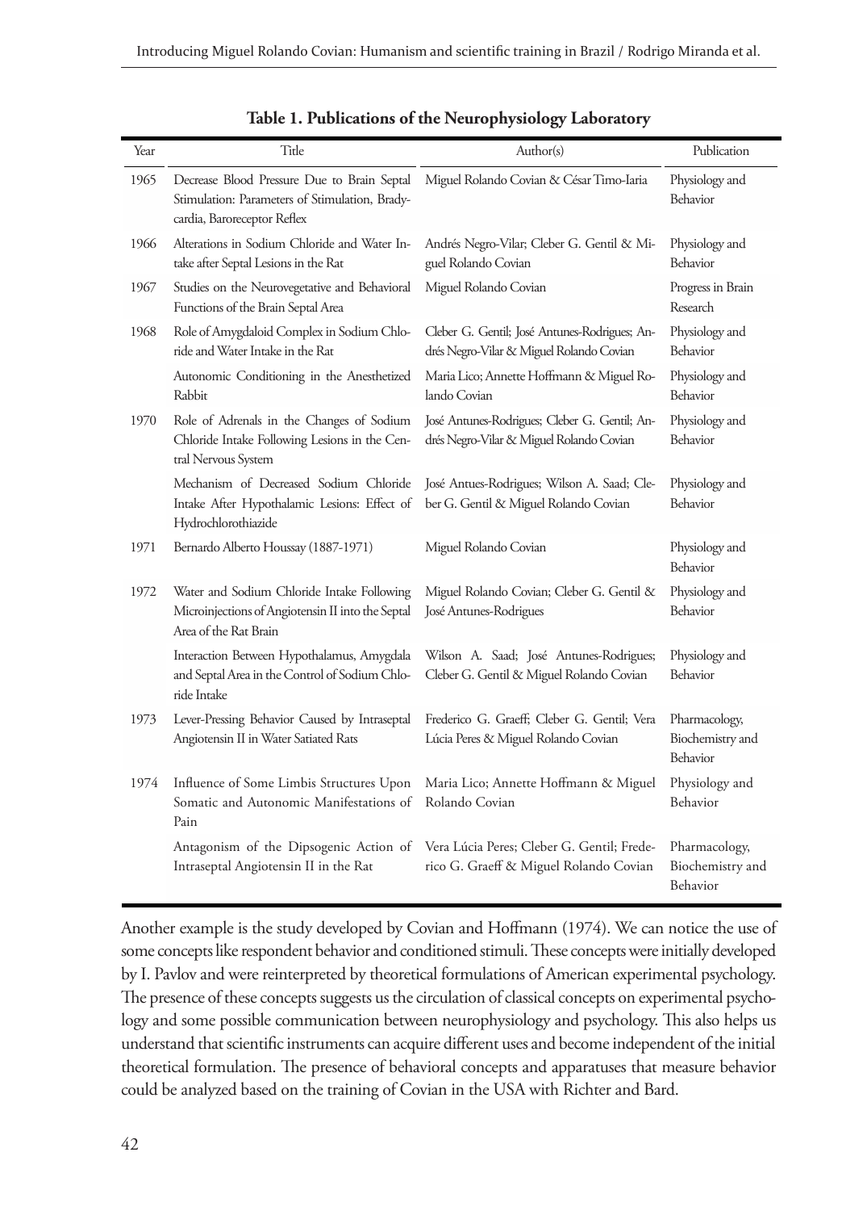**Table 1. Publications of the Neurophysiology Laboratory**

| Year | Title | Author(s) | Publication |
|---|---|---|---|
| 1965 | Decrease Blood Pressure Due to Brain Septal Stimulation: Parameters of Stimulation, Bradycardia, Baroreceptor Reflex | Miguel Rolando Covian & César Timo-Iaria | Physiology and Behavior |
| 1966 | Alterations in Sodium Chloride and Water Intake after Septal Lesions in the Rat | Andrés Negro-Vilar; Cleber G. Gentil & Miguel Rolando Covian | Physiology and Behavior |
| 1967 | Studies on the Neurovegetative and Behavioral Functions of the Brain Septal Area | Miguel Rolando Covian | Progress in Brain Research |
| 1968 | Role of Amygdaloid Complex in Sodium Chloride and Water Intake in the Rat | Cleber G. Gentil; José Antunes-Rodrigues; Andrés Negro-Vilar & Miguel Rolando Covian | Physiology and Behavior |
| | Autonomic Conditioning in the Anesthetized Rabbit | Maria Lico; Annette Hoffmann & Miguel Rolando Covian | Physiology and Behavior |
| 1970 | Role of Adrenals in the Changes of Sodium Chloride Intake Following Lesions in the Central Nervous System | José Antunes-Rodrigues; Cleber G. Gentil; Andrés Negro-Vilar & Miguel Rolando Covian | Physiology and Behavior |
| | Mechanism of Decreased Sodium Chloride Intake After Hypothalamic Lesions: Effect of Hydrochlorothiazide | José Antues-Rodrigues; Wilson A. Saad; Cleber G. Gentil & Miguel Rolando Covian | Physiology and Behavior |
| 1971 | Bernardo Alberto Houssay (1887-1971) | Miguel Rolando Covian | Physiology and Behavior |
| 1972 | Water and Sodium Chloride Intake Following Microinjections of Angiotensin II into the Septal Area of the Rat Brain | Miguel Rolando Covian; Cleber G. Gentil & José Antunes-Rodrigues | Physiology and Behavior |
| | Interaction Between Hypothalamus, Amygdala and Septal Area in the Control of Sodium Chloride Intake | Wilson A. Saad; José Antunes-Rodrigues; Cleber G. Gentil & Miguel Rolando Covian | Physiology and Behavior |
| 1973 | Lever-Pressing Behavior Caused by Intraseptal Angiotensin II in Water Satiated Rats | Frederico G. Graeff; Cleber G. Gentil; Vera Lúcia Peres & Miguel Rolando Covian | Pharmacology, Biochemistry and Behavior |
| 1974 | Influence of Some Limbis Structures Upon Somatic and Autonomic Manifestations of Pain | Maria Lico; Annette Hoffmann & Miguel Rolando Covian | Physiology and Behavior |
| | Antagonism of the Dipsogenic Action of Intraseptal Angiotensin II in the Rat | Vera Lúcia Peres; Cleber G. Gentil; Frederico G. Graeff & Miguel Rolando Covian | Pharmacology, Biochemistry and Behavior |

Another example is the study developed by Covian and Hoffmann (1974). We can notice the use of some concepts like respondent behavior and conditioned stimuli. These concepts were initially developed by I. Pavlov and were reinterpreted by theoretical formulations of American experimental psychology. The presence of these concepts suggests us the circulation of classical concepts on experimental psychology and some possible communication between neurophysiology and psychology. This also helps us understand that scientific instruments can acquire different uses and become independent of the initial theoretical formulation. The presence of behavioral concepts and apparatuses that measure behavior could be analyzed based on the training of Covian in the USA with Richter and Bard.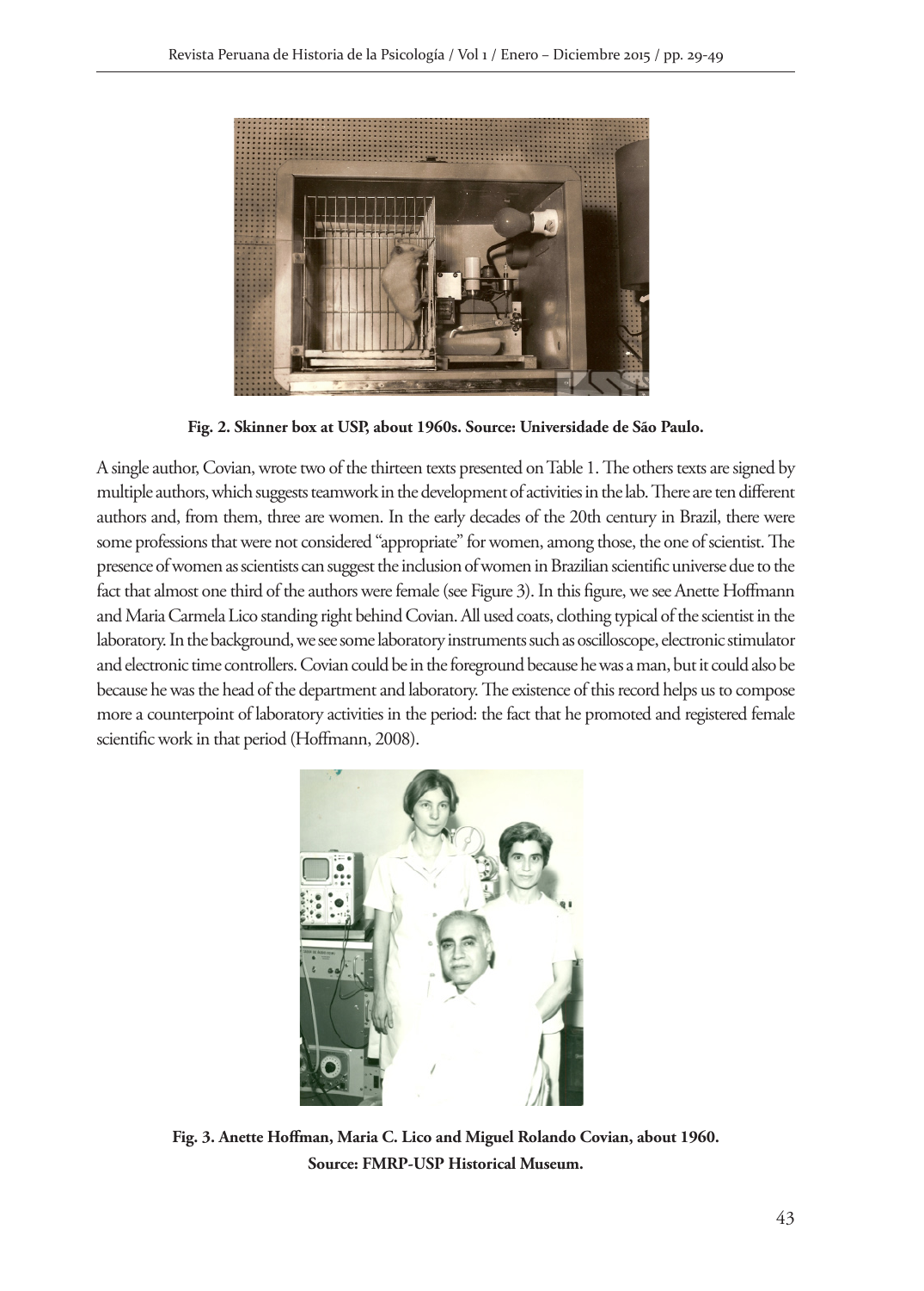Fig. 2. Skinner box at USP, about 1960s. Source: Universidade de São Paulo.

A single author, Covian, wrote two of the thirteen texts presented on Table 1. The others texts are signed by multiple authors, which suggests teamwork in the development of activities in the lab. There are ten different authors and, from them, three are women. In the early decades of the 20th century in Brazil, there were some professions that were not considered "appropriate" for women, among those, the one of scientist. The presence of women as scientists can suggest the inclusion of women in Brazilian scientific universe due to the fact that almost one third of the authors were female (see Figure 3). In this figure, we see Anette Hoffmann and Maria Carmela Lico standing right behind Covian. All used coats, clothing typical of the scientist in the laboratory. In the background, we see some laboratory instruments such as oscilloscope, electronic stimulator and electronic time controllers. Covian could be in the foreground because he was a man, but it could also be because he was the head of the department and laboratory. The existence of this record helps us to compose more a counterpoint of laboratory activities in the period: the fact that he promoted and registered female scientific work in that period (Hoffmann, 2008).

**Fig. 3. Anette Hoffman, Maria C. Lico and Miguel Rolando Covian, about 1960. Source: FMRP-USP Historical Museum.**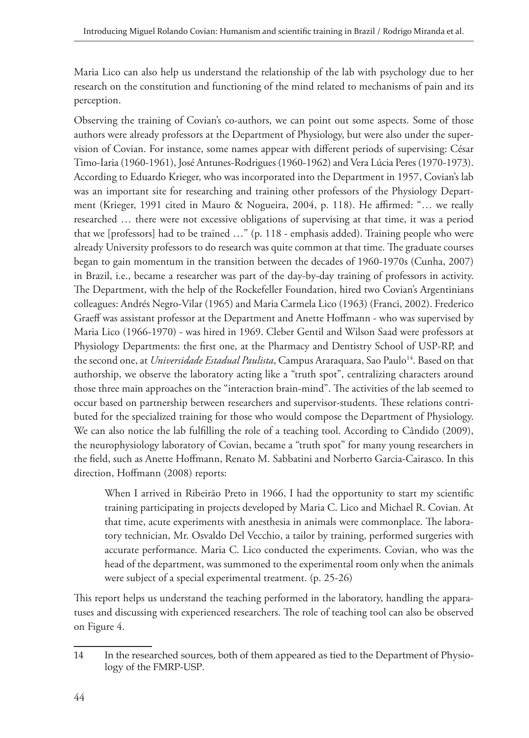Maria Lico can also help us understand the relationship of the lab with psychology due to her research on the constitution and functioning of the mind related to mechanisms of pain and its perception.

Observing the training of Covian's co-authors, we can point out some aspects. Some of those authors were already professors at the Department of Physiology, but were also under the supervision of Covian. For instance, some names appear with different periods of supervising: César Timo-Iaria (1960-1961), José Antunes-Rodrigues (1960-1962) and Vera Lúcia Peres (1970-1973). According to Eduardo Krieger, who was incorporated into the Department in 1957, Covian's lab was an important site for researching and training other professors of the Physiology Department (Krieger, 1991 cited in Mauro & Nogueira, 2004, p. 118). He affirmed: "… we really researched … there were not excessive obligations of supervising at that time, it was a period that we [professors] had to be trained …" (p. 118 - emphasis added). Training people who were already University professors to do research was quite common at that time. The graduate courses began to gain momentum in the transition between the decades of 1960-1970s (Cunha, 2007) in Brazil, i.e., became a researcher was part of the day-by-day training of professors in activity. The Department, with the help of the Rockefeller Foundation, hired two Covian's Argentinians colleagues: Andrés Negro-Vilar (1965) and Maria Carmela Lico (1963) (Franci, 2002). Frederico Graeff was assistant professor at the Department and Anette Hoffmann - who was supervised by Maria Lico (1966-1970) - was hired in 1969. Cleber Gentil and Wilson Saad were professors at Physiology Departments: the first one, at the Pharmacy and Dentistry School of USP-RP, and the second one, at *Universidade Estadual Paulista*, Campus Araraquara, Sao Paulo[14]. Based on that authorship, we observe the laboratory acting like a "truth spot", centralizing characters around those three main approaches on the "interaction brain-mind". The activities of the lab seemed to occur based on partnership between researchers and supervisor-students. These relations contributed for the specialized training for those who would compose the Department of Physiology. We can also notice the lab fulfilling the role of a teaching tool. According to Cândido (2009), the neurophysiology laboratory of Covian, became a "truth spot" for many young researchers in the field, such as Anette Hoffmann, Renato M. Sabbatini and Norberto Garcia-Cairasco. In this direction, Hoffmann (2008) reports:

> When I arrived in Ribeirão Preto in 1966, I had the opportunity to start my scientific training participating in projects developed by Maria C. Lico and Michael R. Covian. At that time, acute experiments with anesthesia in animals were commonplace. The laboratory technician, Mr. Osvaldo Del Vecchio, a tailor by training, performed surgeries with accurate performance. Maria C. Lico conducted the experiments. Covian, who was the head of the department, was summoned to the experimental room only when the animals were subject of a special experimental treatment. (p. 25-26)

This report helps us understand the teaching performed in the laboratory, handling the apparatuses and discussing with experienced researchers. The role of teaching tool can also be observed on Figure 4.

---

14 In the researched sources, both of them appeared as tied to the Department of Physiology of the FMRP-USP.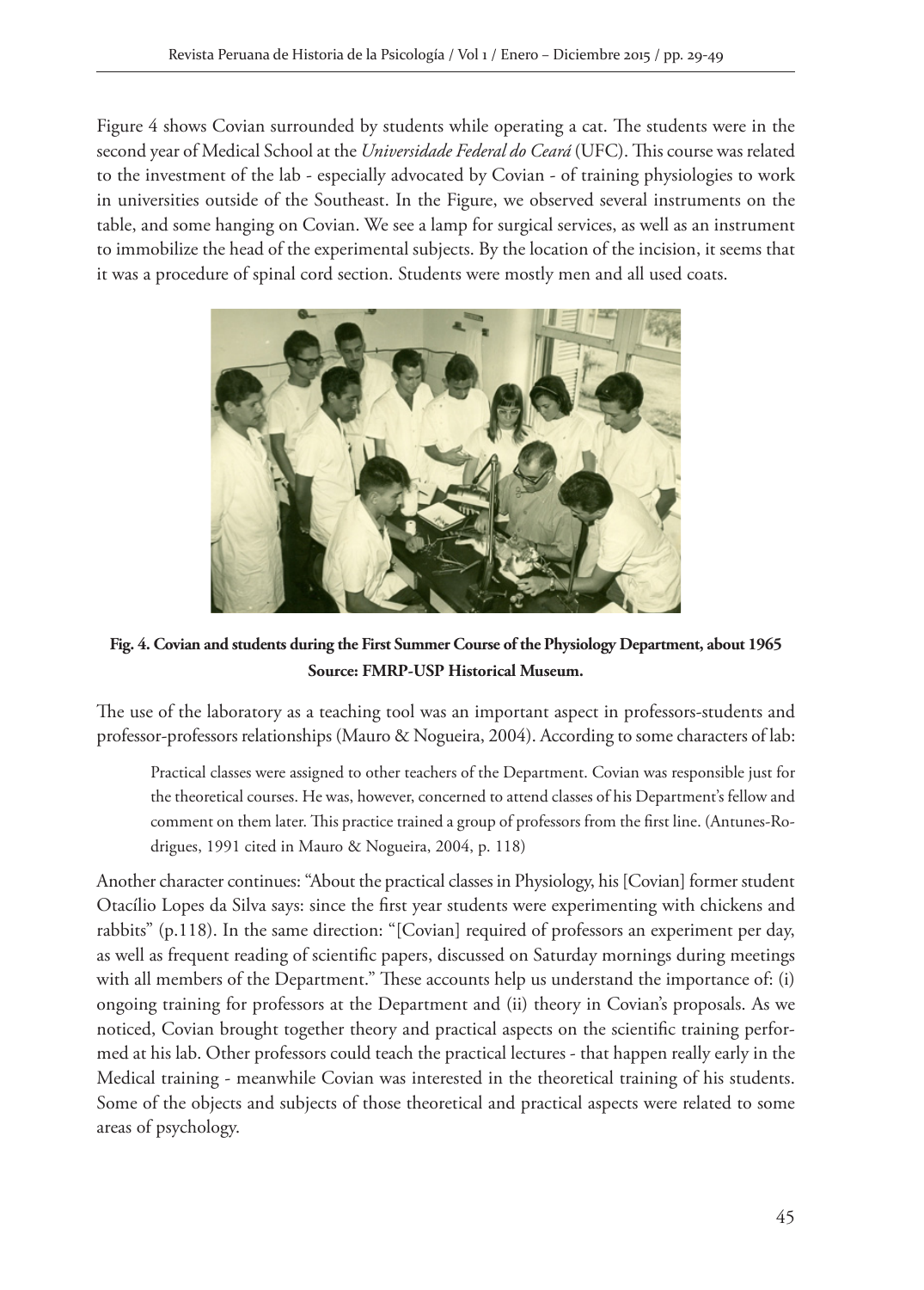Figure 4 shows Covian surrounded by students while operating a cat. The students were in the second year of Medical School at the *Universidade Federal do Ceará* (UFC). This course was related to the investment of the lab - especially advocated by Covian - of training physiologies to work in universities outside of the Southeast. In the Figure, we observed several instruments on the table, and some hanging on Covian. We see a lamp for surgical services, as well as an instrument to immobilize the head of the experimental subjects. By the location of the incision, it seems that it was a procedure of spinal cord section. Students were mostly men and all used coats.

**Fig. 4. Covian and students during the First Summer Course of the Physiology Department, about 1965**
**Source: FMRP-USP Historical Museum.**

The use of the laboratory as a teaching tool was an important aspect in professors-students and professor-professors relationships (Mauro & Nogueira, 2004). According to some characters of lab:

> Practical classes were assigned to other teachers of the Department. Covian was responsible just for the theoretical courses. He was, however, concerned to attend classes of his Department's fellow and comment on them later. This practice trained a group of professors from the first line. (Antunes-Rodrigues, 1991 cited in Mauro & Nogueira, 2004, p. 118)

Another character continues: "About the practical classes in Physiology, his [Covian] former student Otacílio Lopes da Silva says: since the first year students were experimenting with chickens and rabbits" (p.118). In the same direction: "[Covian] required of professors an experiment per day, as well as frequent reading of scientific papers, discussed on Saturday mornings during meetings with all members of the Department." These accounts help us understand the importance of: (i) ongoing training for professors at the Department and (ii) theory in Covian's proposals. As we noticed, Covian brought together theory and practical aspects on the scientific training performed at his lab. Other professors could teach the practical lectures - that happen really early in the Medical training - meanwhile Covian was interested in the theoretical training of his students. Some of the objects and subjects of those theoretical and practical aspects were related to some areas of psychology.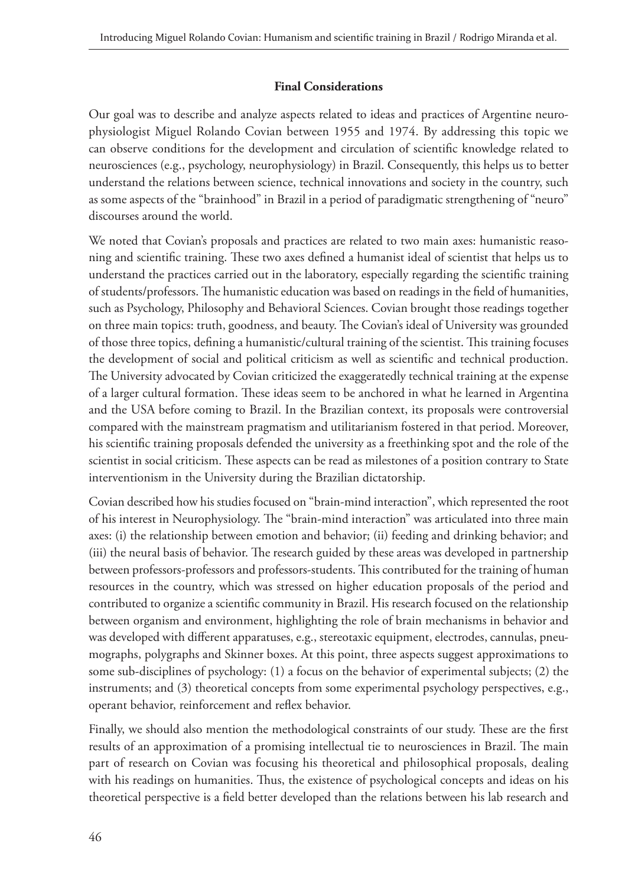## Final Considerations

Our goal was to describe and analyze aspects related to ideas and practices of Argentine neurophysiologist Miguel Rolando Covian between 1955 and 1974. By addressing this topic we can observe conditions for the development and circulation of scientific knowledge related to neurosciences (e.g., psychology, neurophysiology) in Brazil. Consequently, this helps us to better understand the relations between science, technical innovations and society in the country, such as some aspects of the "brainhood" in Brazil in a period of paradigmatic strengthening of "neuro" discourses around the world.

We noted that Covian's proposals and practices are related to two main axes: humanistic reasoning and scientific training. These two axes defined a humanist ideal of scientist that helps us to understand the practices carried out in the laboratory, especially regarding the scientific training of students/professors. The humanistic education was based on readings in the field of humanities, such as Psychology, Philosophy and Behavioral Sciences. Covian brought those readings together on three main topics: truth, goodness, and beauty. The Covian's ideal of University was grounded of those three topics, defining a humanistic/cultural training of the scientist. This training focuses the development of social and political criticism as well as scientific and technical production. The University advocated by Covian criticized the exaggeratedly technical training at the expense of a larger cultural formation. These ideas seem to be anchored in what he learned in Argentina and the USA before coming to Brazil. In the Brazilian context, its proposals were controversial compared with the mainstream pragmatism and utilitarianism fostered in that period. Moreover, his scientific training proposals defended the university as a freethinking spot and the role of the scientist in social criticism. These aspects can be read as milestones of a position contrary to State interventionism in the University during the Brazilian dictatorship.

Covian described how his studies focused on "brain-mind interaction", which represented the root of his interest in Neurophysiology. The "brain-mind interaction" was articulated into three main axes: (i) the relationship between emotion and behavior; (ii) feeding and drinking behavior; and (iii) the neural basis of behavior. The research guided by these areas was developed in partnership between professors-professors and professors-students. This contributed for the training of human resources in the country, which was stressed on higher education proposals of the period and contributed to organize a scientific community in Brazil. His research focused on the relationship between organism and environment, highlighting the role of brain mechanisms in behavior and was developed with different apparatuses, e.g., stereotaxic equipment, electrodes, cannulas, pneumographs, polygraphs and Skinner boxes. At this point, three aspects suggest approximations to some sub-disciplines of psychology: (1) a focus on the behavior of experimental subjects; (2) the instruments; and (3) theoretical concepts from some experimental psychology perspectives, e.g., operant behavior, reinforcement and reflex behavior.

Finally, we should also mention the methodological constraints of our study. These are the first results of an approximation of a promising intellectual tie to neurosciences in Brazil. The main part of research on Covian was focusing his theoretical and philosophical proposals, dealing with his readings on humanities. Thus, the existence of psychological concepts and ideas on his theoretical perspective is a field better developed than the relations between his lab research and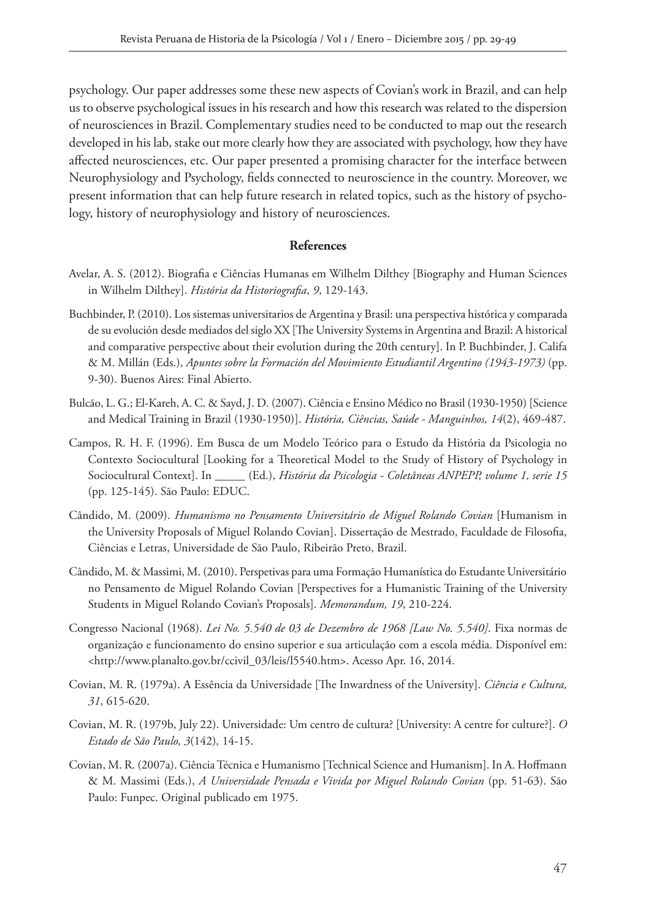psychology. Our paper addresses some these new aspects of Covian's work in Brazil, and can help us to observe psychological issues in his research and how this research was related to the dispersion of neurosciences in Brazil. Complementary studies need to be conducted to map out the research developed in his lab, stake out more clearly how they are associated with psychology, how they have affected neurosciences, etc. Our paper presented a promising character for the interface between Neurophysiology and Psychology, fields connected to neuroscience in the country. Moreover, we present information that can help future research in related topics, such as the history of psychology, history of neurophysiology and history of neurosciences.

## References

Avelar, A. S. (2012). Biografia e Ciências Humanas em Wilhelm Dilthey [Biography and Human Sciences in Wilhelm Dilthey]. *História da Historiografia*, *9*, 129-143.

Buchbinder, P. (2010). Los sistemas universitarios de Argentina y Brasil: una perspectiva histórica y comparada de su evolución desde mediados del siglo XX [The University Systems in Argentina and Brazil: A historical and comparative perspective about their evolution during the 20th century]. In P. Buchbinder, J. Califa & M. Millán (Eds.), *Apuntes sobre la Formación del Movimiento Estudiantil Argentino (1943-1973)* (pp. 9-30). Buenos Aires: Final Abierto.

Bulcão, L. G.; El-Kareh, A. C. & Sayd, J. D. (2007). Ciência e Ensino Médico no Brasil (1930-1950) [Science and Medical Training in Brazil (1930-1950)]. *História, Ciências, Saúde - Manguinhos, 14*(2), 469-487.

Campos, R. H. F. (1996). Em Busca de um Modelo Teórico para o Estudo da História da Psicologia no Contexto Sociocultural [Looking for a Theoretical Model to the Study of History of Psychology in Sociocultural Context]. In _____ (Ed.), *História da Psicologia - Coletâneas ANPEPP, volume 1, serie 15* (pp. 125-145). São Paulo: EDUC.

Cândido, M. (2009). *Humanismo no Pensamento Universitário de Miguel Rolando Covian* [Humanism in the University Proposals of Miguel Rolando Covian]. Dissertação de Mestrado, Faculdade de Filosofia, Ciências e Letras, Universidade de São Paulo, Ribeirão Preto, Brazil.

Cândido, M. & Massimi, M. (2010). Perspetivas para uma Formação Humanística do Estudante Universitário no Pensamento de Miguel Rolando Covian [Perspectives for a Humanistic Training of the University Students in Miguel Rolando Covian's Proposals]. *Memorandum, 19*, 210-224.

Congresso Nacional (1968). *Lei No. 5.540 de 03 de Dezembro de 1968 [Law No. 5.540]*. Fixa normas de organização e funcionamento do ensino superior e sua articulação com a escola média. Disponível em: <http://www.planalto.gov.br/ccivil_03/leis/l5540.htm>. Acesso Apr. 16, 2014.

Covian, M. R. (1979a). A Essência da Universidade [The Inwardness of the University]. *Ciência e Cultura, 31*, 615-620.

Covian, M. R. (1979b, July 22). Universidade: Um centro de cultura? [University: A centre for culture?]. *O Estado de São Paulo, 3*(142), 14-15.

Covian, M. R. (2007a). Ciência Técnica e Humanismo [Technical Science and Humanism]. In A. Hoffmann & M. Massimi (Eds.), *A Universidade Pensada e Vivida por Miguel Rolando Covian* (pp. 51-63). São Paulo: Funpec. Original publicado em 1975.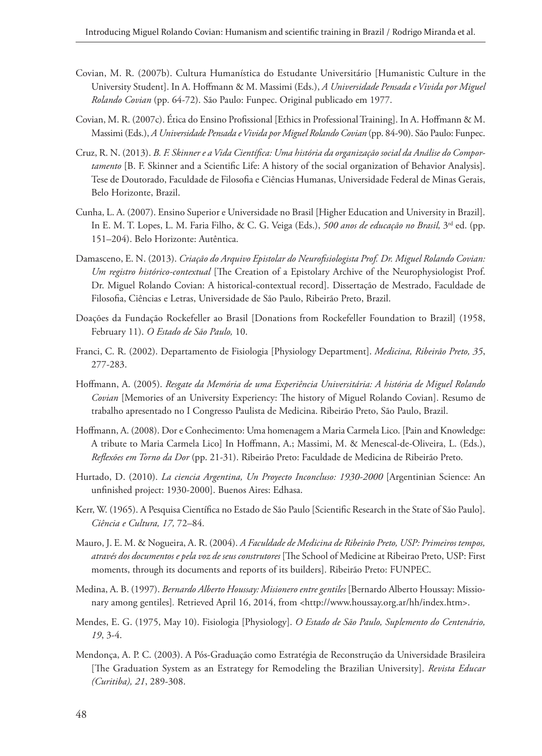Covian, M. R. (2007b). Cultura Humanística do Estudante Universitário [Humanistic Culture in the University Student]. In A. Hoffmann & M. Massimi (Eds.), *A Universidade Pensada e Vivida por Miguel Rolando Covian* (pp. 64-72). São Paulo: Funpec. Original publicado em 1977.

Covian, M. R. (2007c). Ética do Ensino Profissional [Ethics in Professional Training]. In A. Hoffmann & M. Massimi (Eds.), *A Universidade Pensada e Vivida por Miguel Rolando Covian* (pp. 84-90). São Paulo: Funpec.

Cruz, R. N. (2013). *B. F. Skinner e a Vida Científica: Uma história da organização social da Análise do Comportamento* [B. F. Skinner and a Scientific Life: A history of the social organization of Behavior Analysis]. Tese de Doutorado, Faculdade de Filosofia e Ciências Humanas, Universidade Federal de Minas Gerais, Belo Horizonte, Brazil.

Cunha, L. A. (2007). Ensino Superior e Universidade no Brasil [Higher Education and University in Brazil]. In E. M. T. Lopes, L. M. Faria Filho, & C. G. Veiga (Eds.), *500 anos de educação no Brasil,* 3rd ed. (pp. 151–204). Belo Horizonte: Autêntica.

Damasceno, E. N. (2013). *Criação do Arquivo Epistolar do Neurofisiologista Prof. Dr. Miguel Rolando Covian: Um registro histórico-contextual* [The Creation of a Epistolary Archive of the Neurophysiologist Prof. Dr. Miguel Rolando Covian: A historical-contextual record]. Dissertação de Mestrado, Faculdade de Filosofia, Ciências e Letras, Universidade de São Paulo, Ribeirão Preto, Brazil.

Doações da Fundação Rockefeller ao Brasil [Donations from Rockefeller Foundation to Brazil] (1958, February 11). *O Estado de São Paulo,* 10.

Franci, C. R. (2002). Departamento de Fisiologia [Physiology Department]. *Medicina, Ribeirão Preto, 35*, 277-283.

Hoffmann, A. (2005). *Resgate da Memória de uma Experiência Universitária: A história de Miguel Rolando Covian* [Memories of an University Experiency: The history of Miguel Rolando Covian]. Resumo de trabalho apresentado no I Congresso Paulista de Medicina. Ribeirão Preto, São Paulo, Brazil.

Hoffmann, A. (2008). Dor e Conhecimento: Uma homenagem a Maria Carmela Lico. [Pain and Knowledge: A tribute to Maria Carmela Lico] In Hoffmann, A.; Massimi, M. & Menescal-de-Oliveira, L. (Eds.), *Reflexões em Torno da Dor* (pp. 21-31). Ribeirão Preto: Faculdade de Medicina de Ribeirão Preto.

Hurtado, D. (2010). *La ciencia Argentina, Un Proyecto Inconcluso: 1930-2000* [Argentinian Science: An unfinished project: 1930-2000]. Buenos Aires: Edhasa.

Kerr, W. (1965). A Pesquisa Científica no Estado de São Paulo [Scientific Research in the State of São Paulo]. *Ciência e Cultura, 17,* 72–84.

Mauro, J. E. M. & Nogueira, A. R. (2004). *A Faculdade de Medicina de Ribeirão Preto, USP: Primeiros tempos, através dos documentos e pela voz de seus construtores* [The School of Medicine at Ribeirao Preto, USP: First moments, through its documents and reports of its builders]. Ribeirão Preto: FUNPEC.

Medina, A. B. (1997). *Bernardo Alberto Houssay: Misionero entre gentiles* [Bernardo Alberto Houssay: Missionary among gentiles]*.* Retrieved April 16, 2014, from <http://www.houssay.org.ar/hh/index.htm>.

Mendes, E. G. (1975, May 10). Fisiologia [Physiology]. *O Estado de São Paulo, Suplemento do Centenário, 19*, 3-4.

Mendonça, A. P. C. (2003). A Pós-Graduação como Estratégia de Reconstrução da Universidade Brasileira [The Graduation System as an Estrategy for Remodeling the Brazilian University]. *Revista Educar (Curitiba), 21*, 289-308.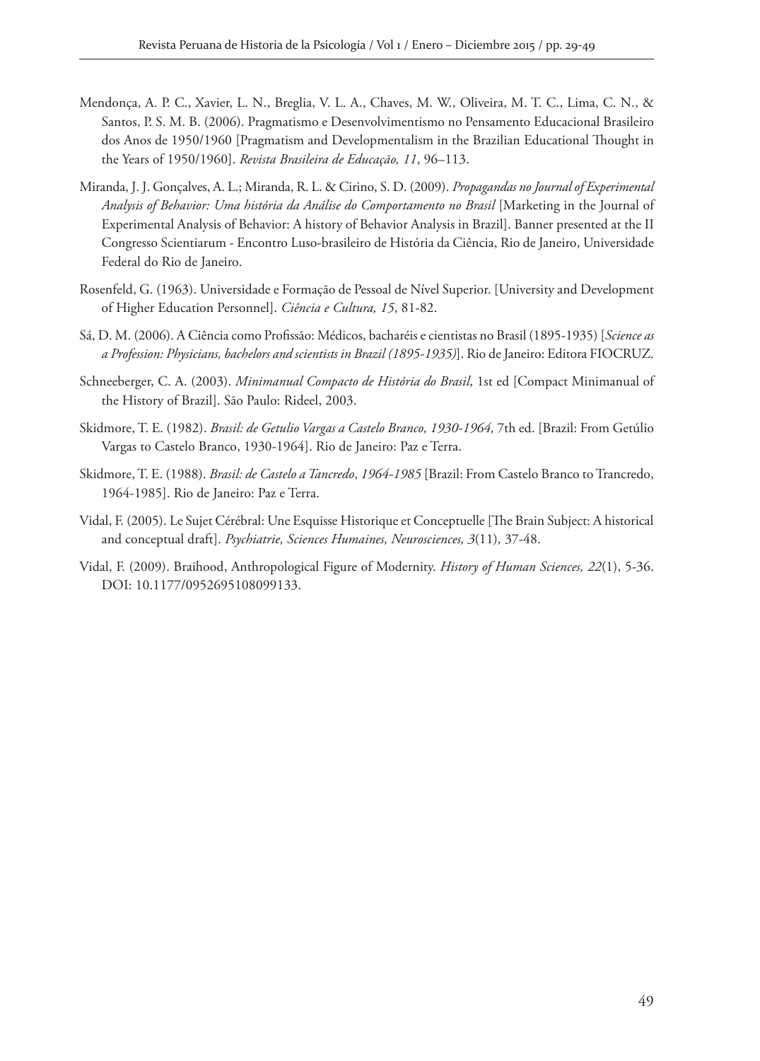Mendonça, A. P. C., Xavier, L. N., Breglia, V. L. A., Chaves, M. W., Oliveira, M. T. C., Lima, C. N., & Santos, P. S. M. B. (2006). Pragmatismo e Desenvolvimentismo no Pensamento Educacional Brasileiro dos Anos de 1950/1960 [Pragmatism and Developmentalism in the Brazilian Educational Thought in the Years of 1950/1960]. *Revista Brasileira de Educação, 11*, 96–113.

Miranda, J. J. Gonçalves, A. L.; Miranda, R. L. & Cirino, S. D. (2009). *Propagandas no Journal of Experimental Analysis of Behavior: Uma história da Análise do Comportamento no Brasil* [Marketing in the Journal of Experimental Analysis of Behavior: A history of Behavior Analysis in Brazil]. Banner presented at the II Congresso Scientiarum - Encontro Luso-brasileiro de História da Ciência, Rio de Janeiro, Universidade Federal do Rio de Janeiro.

Rosenfeld, G. (1963). Universidade e Formação de Pessoal de Nível Superior. [University and Development of Higher Education Personnel]. *Ciência e Cultura, 15*, 81-82.

Sá, D. M. (2006). A Ciência como Profissão: Médicos, bacharéis e cientistas no Brasil (1895-1935) [*Science as a Profession: Physicians, bachelors and scientists in Brazil (1895-1935)*]. Rio de Janeiro: Editora FIOCRUZ.

Schneeberger, C. A. (2003). *Minimanual Compacto de História do Brasil*, 1st ed [Compact Minimanual of the History of Brazil]. São Paulo: Rideel, 2003.

Skidmore, T. E. (1982). *Brasil: de Getulio Vargas a Castelo Branco, 1930-1964,* 7th ed. [Brazil: From Getúlio Vargas to Castelo Branco, 1930-1964]. Rio de Janeiro: Paz e Terra.

Skidmore, T. E. (1988). *Brasil: de Castelo a Tancredo*, *1964-1985* [Brazil: From Castelo Branco to Trancredo, 1964-1985]. Rio de Janeiro: Paz e Terra.

Vidal, F. (2005). Le Sujet Cérébral: Une Esquisse Historique et Conceptuelle [The Brain Subject: A historical and conceptual draft]. *Psychiatrie, Sciences Humaines, Neurosciences, 3*(11)*,* 37-48.

Vidal, F. (2009). Braihood, Anthropological Figure of Modernity. *History of Human Sciences, 22*(1), 5-36. DOI: 10.1177/0952695108099133.